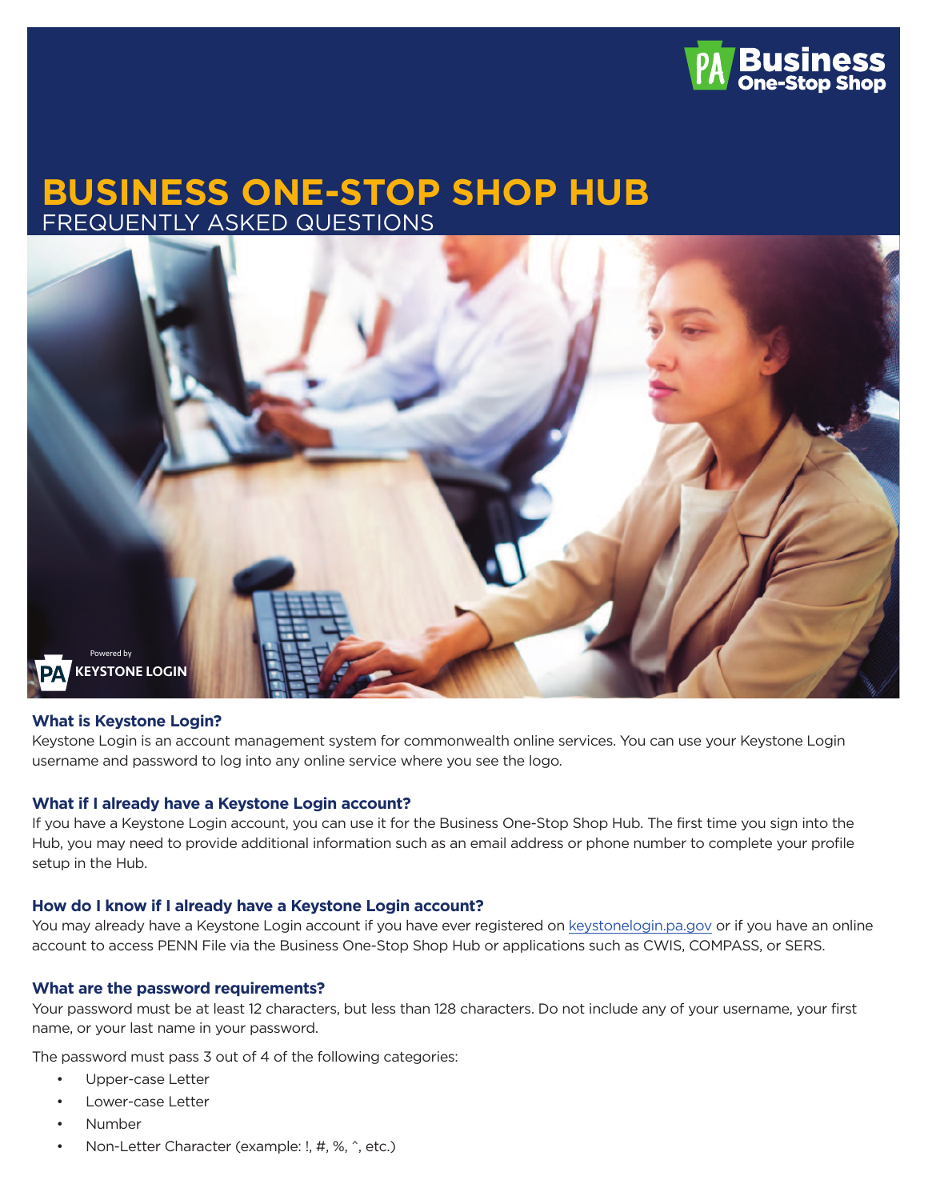# BUSINESS ONE-STOP SHOP HUB

## FREQUENTLY ASKED QUESTIONS

### What is Keystone Login?

Keystone Login is an account management system for commonwealth online services. You can use your Keystone Login username and password to log into any online service where you see the logo.

### What if I already have a Keystone Login account?

If you have a Keystone Login account, you can use it for the Business One-Stop Shop Hub. The first time you sign into the Hub, you may need to provide additional information such as an email address or phone number to complete your profile setup in the Hub.

### How do I know if I already have a Keystone Login account?

You may already have a Keystone Login account if you have ever registered on keystonelogin.pa.gov or if you have an online account to access PENN File via the Business One-Stop Shop Hub or applications such as CWIS, COMPASS, or SERS.

### What are the password requirements?

Your password must be at least 12 characters, but less than 128 characters. Do not include any of your username, your first name, or your last name in your password.

The password must pass 3 out of 4 of the following categories:

- Upper-case Letter
- Lower-case Letter
- Number
- Non-Letter Character (example: !, #, %, ^, etc.)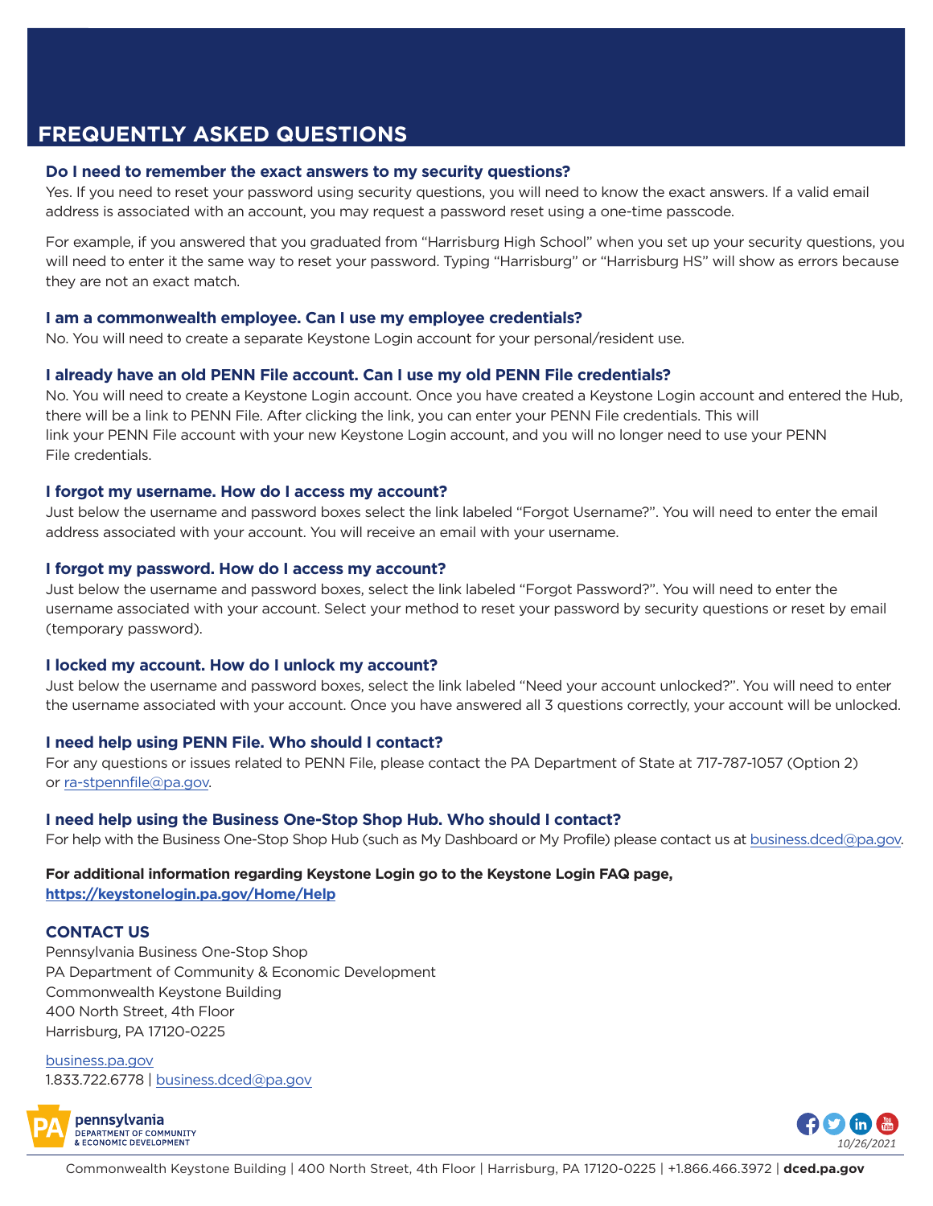## FREQUENTLY ASKED QUESTIONS

### Do I need to remember the exact answers to my security questions?

Yes. If you need to reset your password using security questions, you will need to know the exact answers. If a valid email address is associated with an account, you may request a password reset using a one-time passcode.

For example, if you answered that you graduated from "Harrisburg High School" when you set up your security questions, you will need to enter it the same way to reset your password. Typing "Harrisburg" or "Harrisburg HS" will show as errors because they are not an exact match.

### I am a commonwealth employee. Can I use my employee credentials?

No. You will need to create a separate Keystone Login account for your personal/resident use.

### I already have an old PENN File account. Can I use my old PENN File credentials?

No. You will need to create a Keystone Login account. Once you have created a Keystone Login account and entered the Hub, there will be a link to PENN File. After clicking the link, you can enter your PENN File credentials. This will link your PENN File account with your new Keystone Login account, and you will no longer need to use your PENN File credentials.

### I forgot my username. How do I access my account?

Just below the username and password boxes select the link labeled "Forgot Username?". You will need to enter the email address associated with your account. You will receive an email with your username.

### I forgot my password. How do I access my account?

Just below the username and password boxes, select the link labeled "Forgot Password?". You will need to enter the username associated with your account. Select your method to reset your password by security questions or reset by email (temporary password).

### I locked my account. How do I unlock my account?

Just below the username and password boxes, select the link labeled "Need your account unlocked?". You will need to enter the username associated with your account. Once you have answered all 3 questions correctly, your account will be unlocked.

### I need help using PENN File. Who should I contact?

For any questions or issues related to PENN File, please contact the PA Department of State at 717-787-1057 (Option 2) or ra-stpennfile@pa.gov.

### I need help using the Business One-Stop Shop Hub. Who should I contact?

For help with the Business One-Stop Shop Hub (such as My Dashboard or My Profile) please contact us at business.dced@pa.gov.

**For additional information regarding Keystone Login go to the Keystone Login FAQ page, https://keystonelogin.pa.gov/Home/Help**

### CONTACT US

Pennsylvania Business One-Stop Shop
PA Department of Community & Economic Development
Commonwealth Keystone Building
400 North Street, 4th Floor
Harrisburg, PA 17120-0225

business.pa.gov
1.833.722.6778 | business.dced@pa.gov

pennsylvania
DEPARTMENT OF COMMUNITY & ECONOMIC DEVELOPMENT

*10/26/2021*

Commonwealth Keystone Building | 400 North Street, 4th Floor | Harrisburg, PA 17120-0225 | +1.866.466.3972 | **dced.pa.gov**